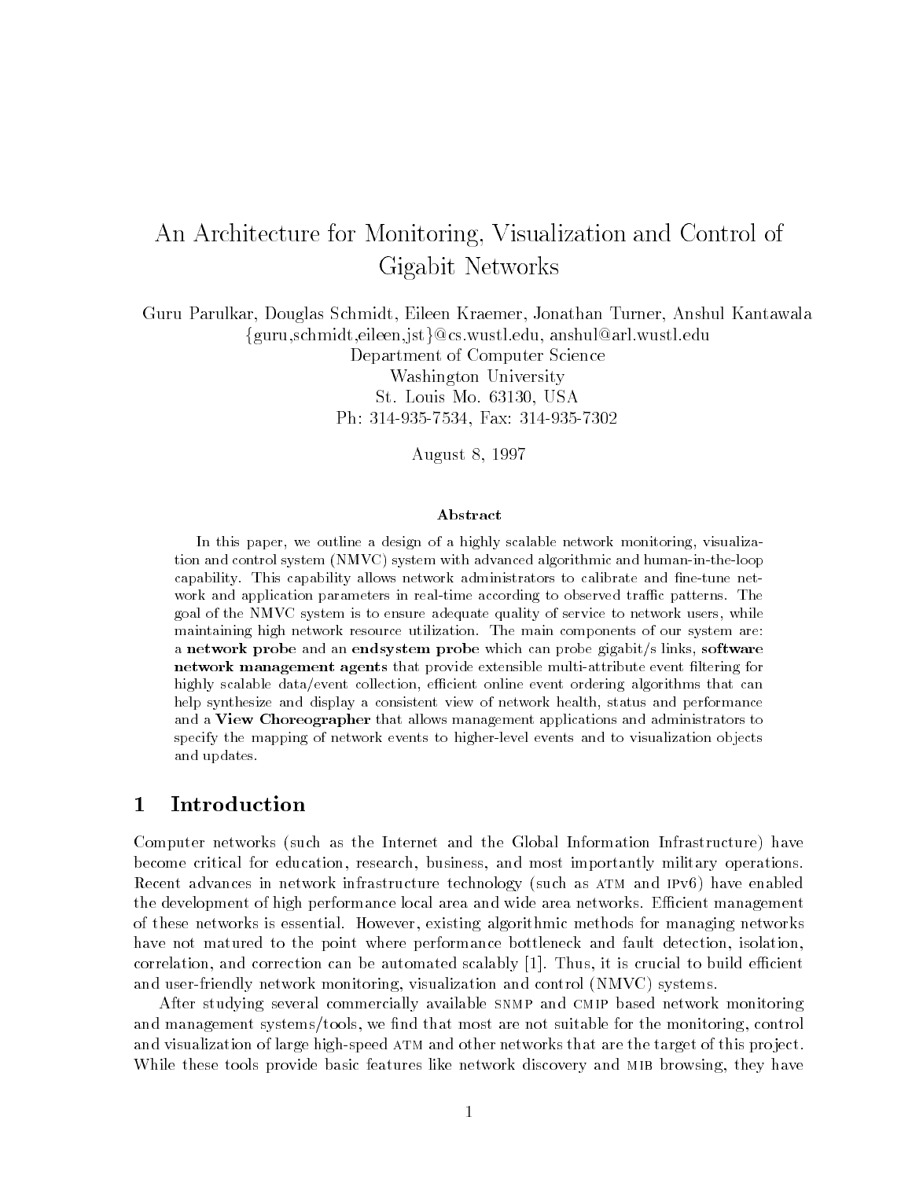# An Architecture for Monitoring, Visualization and Control of Gigabit Networks

Guru Parulkar, Douglas Schmidt, Eileen Kraemer, Jonathan Turner, Anshul Kantawala
{guru,schmidt,eileen,jst}@cs.wustl.edu, anshul@arl.wustl.edu
Department of Computer Science
Washington University
St. Louis Mo. 63130, USA
Ph: 314-935-7534, Fax: 314-935-7302

August 8, 1997

### Abstract

In this paper, we outline a design of a highly scalable network monitoring, visualization and control system (NMVC) system with advanced algorithmic and human-in-the-loop capability. This capability allows network administrators to calibrate and fine-tune network and application parameters in real-time according to observed traffic patterns. The goal of the NMVC system is to ensure adequate quality of service to network users, while maintaining high network resource utilization. The main components of our system are: a **network probe** and an **endsystem probe** which can probe gigabit/s links, **software network management agents** that provide extensible multi-attribute event filtering for highly scalable data/event collection, efficient online event ordering algorithms that can help synthesize and display a consistent view of network health, status and performance and a **View Choreographer** that allows management applications and administrators to specify the mapping of network events to higher-level events and to visualization objects and updates.

## 1 Introduction

Computer networks (such as the Internet and the Global Information Infrastructure) have become critical for education, research, business, and most importantly military operations. Recent advances in network infrastructure technology (such as ATM and IPv6) have enabled the development of high performance local area and wide area networks. Efficient management of these networks is essential. However, existing algorithmic methods for managing networks have not matured to the point where performance bottleneck and fault detection, isolation, correlation, and correction can be automated scalably [1]. Thus, it is crucial to build efficient and user-friendly network monitoring, visualization and control (NMVC) systems.

After studying several commercially available SNMP and CMIP based network monitoring and management systems/tools, we find that most are not suitable for the monitoring, control and visualization of large high-speed ATM and other networks that are the target of this project. While these tools provide basic features like network discovery and MIB browsing, they have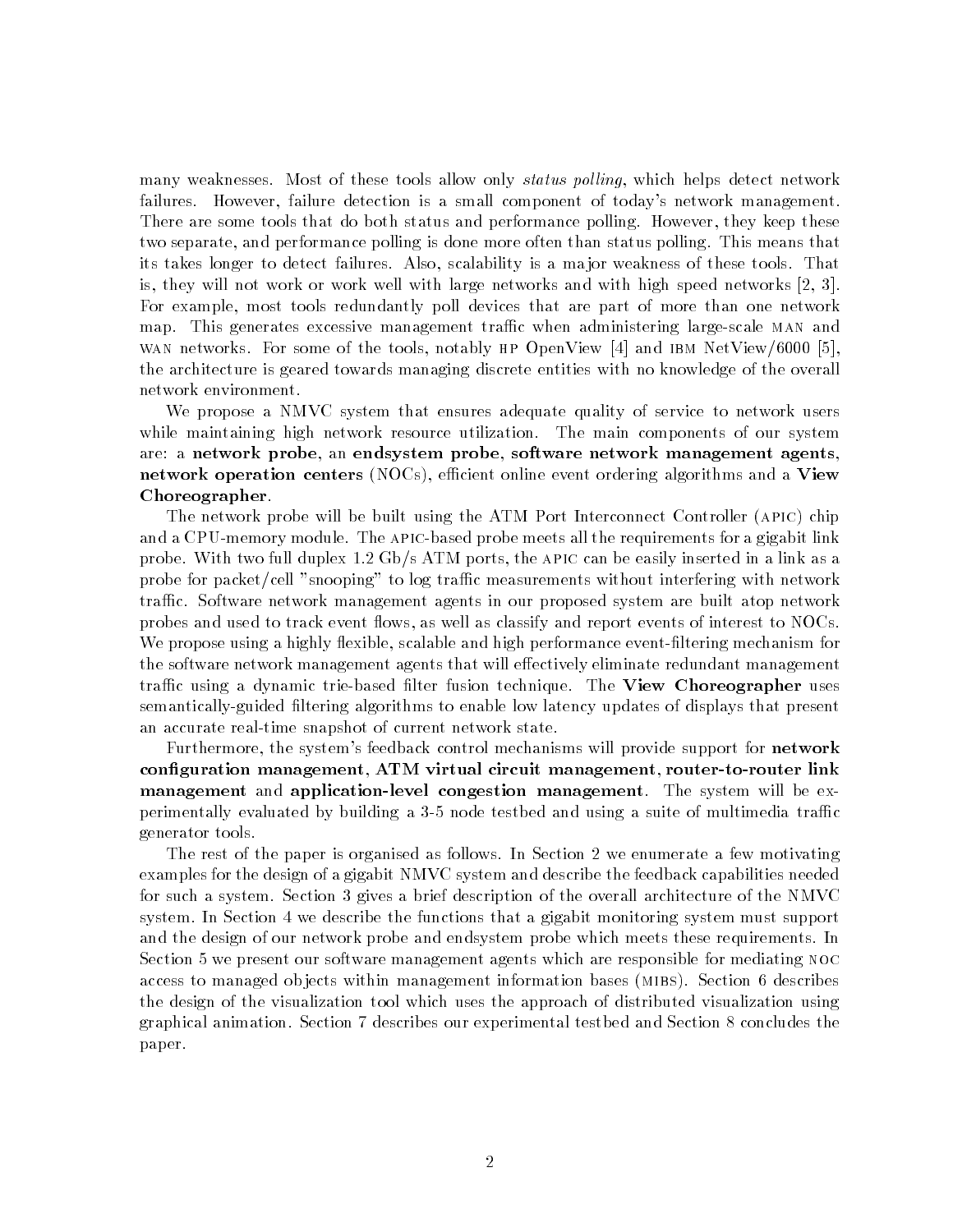many weaknesses. Most of these tools allow only *status polling*, which helps detect network failures. However, failure detection is a small component of today's network management. There are some tools that do both status and performance polling. However, they keep these two separate, and performance polling is done more often than status polling. This means that its takes longer to detect failures. Also, scalability is a major weakness of these tools. That is, they will not work or work well with large networks and with high speed networks [2, 3]. For example, most tools redundantly poll devices that are part of more than one network map. This generates excessive management traffic when administering large-scale MAN and WAN networks. For some of the tools, notably HP OpenView [4] and IBM NetView/6000 [5], the architecture is geared towards managing discrete entities with no knowledge of the overall network environment.

We propose a NMVC system that ensures adequate quality of service to network users while maintaining high network resource utilization. The main components of our system are: a **network probe**, an **endsystem probe**, **software network management agents**, **network operation centers** (NOCs), efficient online event ordering algorithms and a **View Choreographer**.

The network probe will be built using the ATM Port Interconnect Controller (APIC) chip and a CPU-memory module. The APIC-based probe meets all the requirements for a gigabit link probe. With two full duplex 1.2 Gb/s ATM ports, the APIC can be easily inserted in a link as a probe for packet/cell "snooping" to log traffic measurements without interfering with network traffic. Software network management agents in our proposed system are built atop network probes and used to track event flows, as well as classify and report events of interest to NOCs. We propose using a highly flexible, scalable and high performance event-filtering mechanism for the software network management agents that will effectively eliminate redundant management traffic using a dynamic trie-based filter fusion technique. The **View Choreographer** uses semantically-guided filtering algorithms to enable low latency updates of displays that present an accurate real-time snapshot of current network state.

Furthermore, the system's feedback control mechanisms will provide support for **network configuration management**, **ATM virtual circuit management**, **router-to-router link management** and **application-level congestion management**. The system will be experimentally evaluated by building a 3-5 node testbed and using a suite of multimedia traffic generator tools.

The rest of the paper is organised as follows. In Section 2 we enumerate a few motivating examples for the design of a gigabit NMVC system and describe the feedback capabilities needed for such a system. Section 3 gives a brief description of the overall architecture of the NMVC system. In Section 4 we describe the functions that a gigabit monitoring system must support and the design of our network probe and endsystem probe which meets these requirements. In Section 5 we present our software management agents which are responsible for mediating NOC access to managed objects within management information bases (MIBS). Section 6 describes the design of the visualization tool which uses the approach of distributed visualization using graphical animation. Section 7 describes our experimental testbed and Section 8 concludes the paper.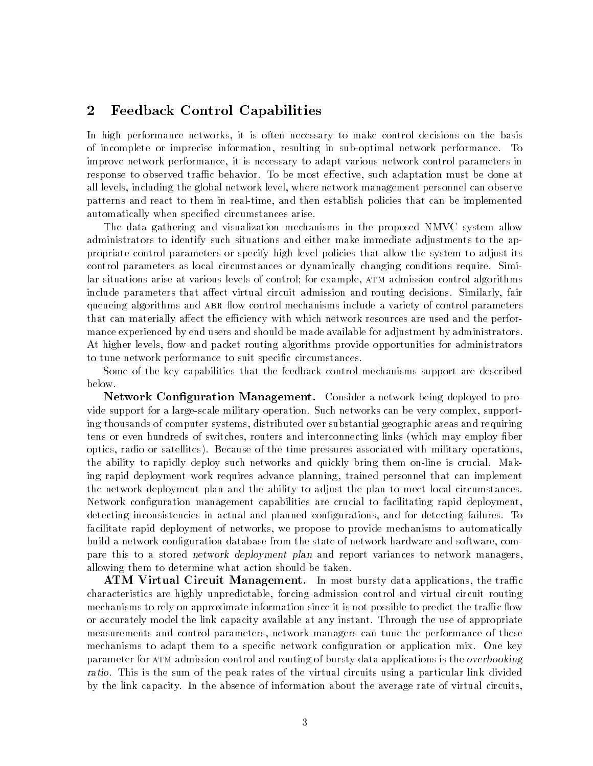## 2 Feedback Control Capabilities

In high performance networks, it is often necessary to make control decisions on the basis of incomplete or imprecise information, resulting in sub-optimal network performance. To improve network performance, it is necessary to adapt various network control parameters in response to observed traffic behavior. To be most effective, such adaptation must be done at all levels, including the global network level, where network management personnel can observe patterns and react to them in real-time, and then establish policies that can be implemented automatically when specified circumstances arise.

The data gathering and visualization mechanisms in the proposed NMVC system allow administrators to identify such situations and either make immediate adjustments to the appropriate control parameters or specify high level policies that allow the system to adjust its control parameters as local circumstances or dynamically changing conditions require. Similar situations arise at various levels of control; for example, ATM admission control algorithms include parameters that affect virtual circuit admission and routing decisions. Similarly, fair queueing algorithms and ABR flow control mechanisms include a variety of control parameters that can materially affect the efficiency with which network resources are used and the performance experienced by end users and should be made available for adjustment by administrators. At higher levels, flow and packet routing algorithms provide opportunities for administrators to tune network performance to suit specific circumstances.

Some of the key capabilities that the feedback control mechanisms support are described below.

**Network Configuration Management.** Consider a network being deployed to provide support for a large-scale military operation. Such networks can be very complex, supporting thousands of computer systems, distributed over substantial geographic areas and requiring tens or even hundreds of switches, routers and interconnecting links (which may employ fiber optics, radio or satellites). Because of the time pressures associated with military operations, the ability to rapidly deploy such networks and quickly bring them on-line is crucial. Making rapid deployment work requires advance planning, trained personnel that can implement the network deployment plan and the ability to adjust the plan to meet local circumstances. Network configuration management capabilities are crucial to facilitating rapid deployment, detecting inconsistencies in actual and planned configurations, and for detecting failures. To facilitate rapid deployment of networks, we propose to provide mechanisms to automatically build a network configuration database from the state of network hardware and software, compare this to a stored *network deployment plan* and report variances to network managers, allowing them to determine what action should be taken.

**ATM Virtual Circuit Management.** In most bursty data applications, the traffic characteristics are highly unpredictable, forcing admission control and virtual circuit routing mechanisms to rely on approximate information since it is not possible to predict the traffic flow or accurately model the link capacity available at any instant. Through the use of appropriate measurements and control parameters, network managers can tune the performance of these mechanisms to adapt them to a specific network configuration or application mix. One key parameter for ATM admission control and routing of bursty data applications is the *overbooking ratio*. This is the sum of the peak rates of the virtual circuits using a particular link divided by the link capacity. In the absence of information about the average rate of virtual circuits,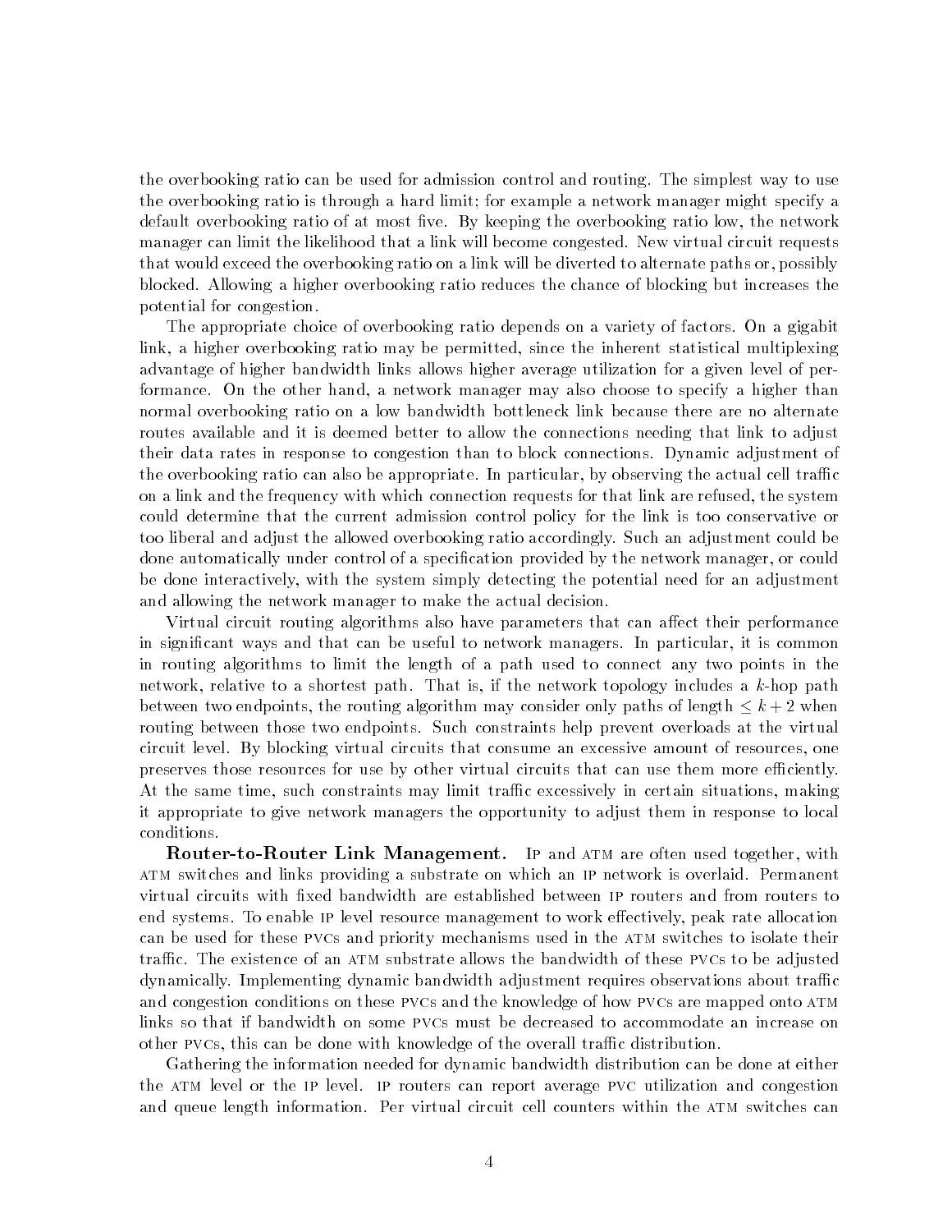the overbooking ratio can be used for admission control and routing. The simplest way to use the overbooking ratio is through a hard limit; for example a network manager might specify a default overbooking ratio of at most five. By keeping the overbooking ratio low, the network manager can limit the likelihood that a link will become congested. New virtual circuit requests that would exceed the overbooking ratio on a link will be diverted to alternate paths or, possibly blocked. Allowing a higher overbooking ratio reduces the chance of blocking but increases the potential for congestion.

The appropriate choice of overbooking ratio depends on a variety of factors. On a gigabit link, a higher overbooking ratio may be permitted, since the inherent statistical multiplexing advantage of higher bandwidth links allows higher average utilization for a given level of performance. On the other hand, a network manager may also choose to specify a higher than normal overbooking ratio on a low bandwidth bottleneck link because there are no alternate routes available and it is deemed better to allow the connections needing that link to adjust their data rates in response to congestion than to block connections. Dynamic adjustment of the overbooking ratio can also be appropriate. In particular, by observing the actual cell traffic on a link and the frequency with which connection requests for that link are refused, the system could determine that the current admission control policy for the link is too conservative or too liberal and adjust the allowed overbooking ratio accordingly. Such an adjustment could be done automatically under control of a specification provided by the network manager, or could be done interactively, with the system simply detecting the potential need for an adjustment and allowing the network manager to make the actual decision.

Virtual circuit routing algorithms also have parameters that can affect their performance in significant ways and that can be useful to network managers. In particular, it is common in routing algorithms to limit the length of a path used to connect any two points in the network, relative to a shortest path. That is, if the network topology includes a $k$-hop path between two endpoints, the routing algorithm may consider only paths of length $\leq k+2$ when routing between those two endpoints. Such constraints help prevent overloads at the virtual circuit level. By blocking virtual circuits that consume an excessive amount of resources, one preserves those resources for use by other virtual circuits that can use them more efficiently. At the same time, such constraints may limit traffic excessively in certain situations, making it appropriate to give network managers the opportunity to adjust them in response to local conditions.

**Router-to-Router Link Management.** IP and ATM are often used together, with ATM switches and links providing a substrate on which an IP network is overlaid. Permanent virtual circuits with fixed bandwidth are established between IP routers and from routers to end systems. To enable IP level resource management to work effectively, peak rate allocation can be used for these PVCs and priority mechanisms used in the ATM switches to isolate their traffic. The existence of an ATM substrate allows the bandwidth of these PVCs to be adjusted dynamically. Implementing dynamic bandwidth adjustment requires observations about traffic and congestion conditions on these PVCs and the knowledge of how PVCs are mapped onto ATM links so that if bandwidth on some PVCs must be decreased to accommodate an increase on other PVCs, this can be done with knowledge of the overall traffic distribution.

Gathering the information needed for dynamic bandwidth distribution can be done at either the ATM level or the IP level. IP routers can report average PVC utilization and congestion and queue length information. Per virtual circuit cell counters within the ATM switches can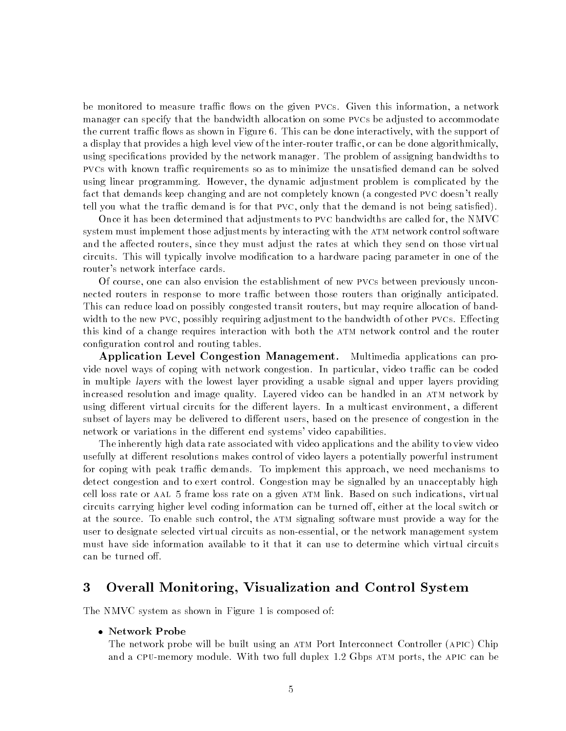be monitored to measure traffic flows on the given PVCs. Given this information, a network manager can specify that the bandwidth allocation on some PVCs be adjusted to accommodate the current traffic flows as shown in Figure 6. This can be done interactively, with the support of a display that provides a high level view of the inter-router traffic, or can be done algorithmically, using specifications provided by the network manager. The problem of assigning bandwidths to PVCs with known traffic requirements so as to minimize the unsatisfied demand can be solved using linear programming. However, the dynamic adjustment problem is complicated by the fact that demands keep changing and are not completely known (a congested PVC doesn't really tell you what the traffic demand is for that PVC, only that the demand is not being satisfied).

Once it has been determined that adjustments to PVC bandwidths are called for, the NMVC system must implement those adjustments by interacting with the ATM network control software and the affected routers, since they must adjust the rates at which they send on those virtual circuits. This will typically involve modification to a hardware pacing parameter in one of the router's network interface cards.

Of course, one can also envision the establishment of new PVCs between previously unconnected routers in response to more traffic between those routers than originally anticipated. This can reduce load on possibly congested transit routers, but may require allocation of bandwidth to the new PVC, possibly requiring adjustment to the bandwidth of other PVCs. Effecting this kind of a change requires interaction with both the ATM network control and the router configuration control and routing tables.

**Application Level Congestion Management.** Multimedia applications can provide novel ways of coping with network congestion. In particular, video traffic can be coded in multiple *layers* with the lowest layer providing a usable signal and upper layers providing increased resolution and image quality. Layered video can be handled in an ATM network by using different virtual circuits for the different layers. In a multicast environment, a different subset of layers may be delivered to different users, based on the presence of congestion in the network or variations in the different end systems' video capabilities.

The inherently high data rate associated with video applications and the ability to view video usefully at different resolutions makes control of video layers a potentially powerful instrument for coping with peak traffic demands. To implement this approach, we need mechanisms to detect congestion and to exert control. Congestion may be signalled by an unacceptably high cell loss rate or AAL 5 frame loss rate on a given ATM link. Based on such indications, virtual circuits carrying higher level coding information can be turned off, either at the local switch or at the source. To enable such control, the ATM signaling software must provide a way for the user to designate selected virtual circuits as non-essential, or the network management system must have side information available to it that it can use to determine which virtual circuits can be turned off.

## 3 Overall Monitoring, Visualization and Control System

The NMVC system as shown in Figure 1 is composed of:

- **Network Probe**
  The network probe will be built using an ATM Port Interconnect Controller (APIC) Chip and a CPU-memory module. With two full duplex 1.2 Gbps ATM ports, the APIC can be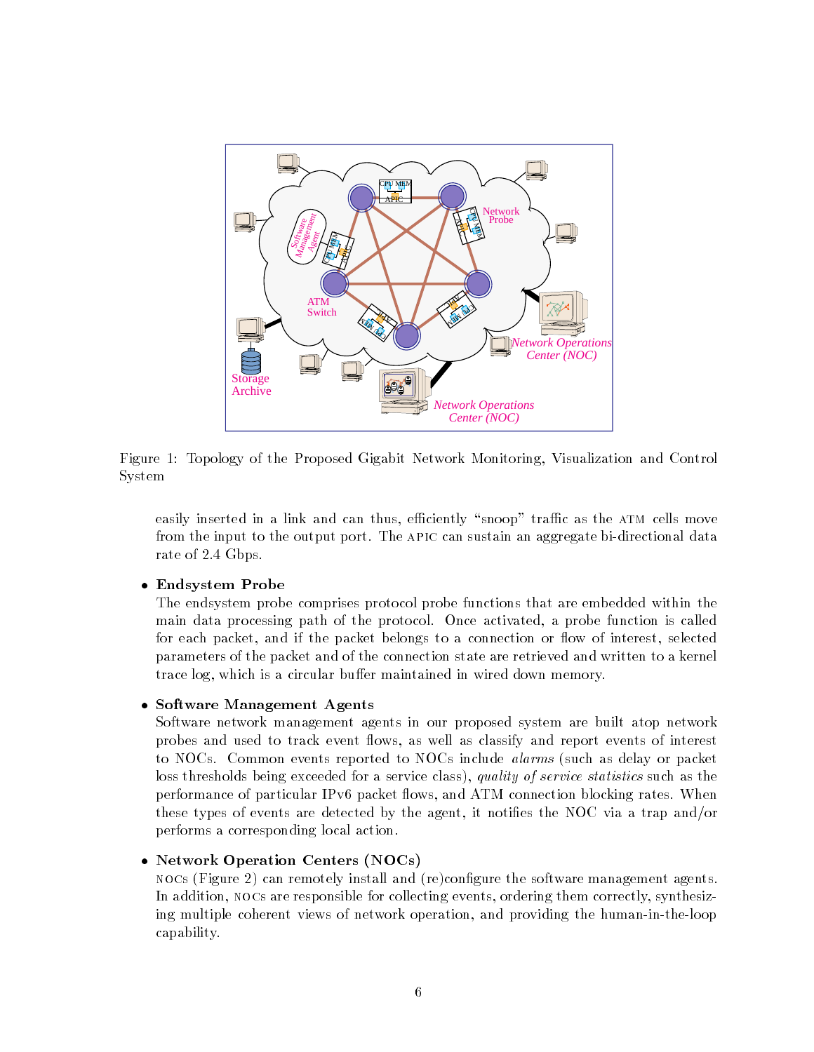Figure 1: Topology of the Proposed Gigabit Network Monitoring, Visualization and Control System

easily inserted in a link and can thus, efficiently "snoop" traffic as the ATM cells move from the input to the output port. The APIC can sustain an aggregate bi-directional data rate of 2.4 Gbps.

- **Endsystem Probe**
  The endsystem probe comprises protocol probe functions that are embedded within the main data processing path of the protocol. Once activated, a probe function is called for each packet, and if the packet belongs to a connection or flow of interest, selected parameters of the packet and of the connection state are retrieved and written to a kernel trace log, which is a circular buffer maintained in wired down memory.

- **Software Management Agents**
  Software network management agents in our proposed system are built atop network probes and used to track event flows, as well as classify and report events of interest to NOCs. Common events reported to NOCs include *alarms* (such as delay or packet loss thresholds being exceeded for a service class), *quality of service statistics* such as the performance of particular IPv6 packet flows, and ATM connection blocking rates. When these types of events are detected by the agent, it notifies the NOC via a trap and/or performs a corresponding local action.

- **Network Operation Centers (NOCs)**
  NOCs (Figure 2) can remotely install and (re)configure the software management agents. In addition, NOCs are responsible for collecting events, ordering them correctly, synthesizing multiple coherent views of network operation, and providing the human-in-the-loop capability.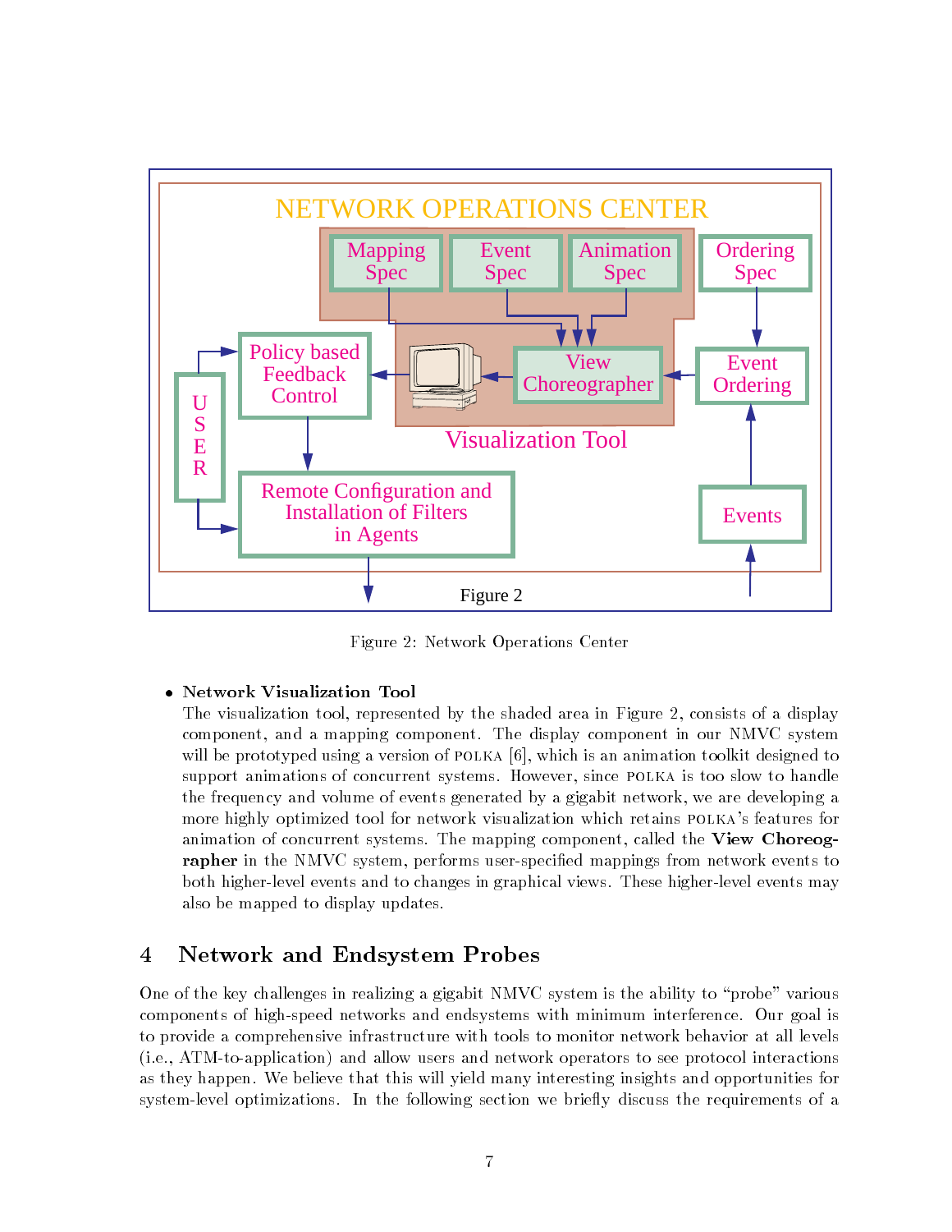Figure 2: Network Operations Center

- **Network Visualization Tool**
  The visualization tool, represented by the shaded area in Figure 2, consists of a display component, and a mapping component. The display component in our NMVC system will be prototyped using a version of POLKA [6], which is an animation toolkit designed to support animations of concurrent systems. However, since POLKA is too slow to handle the frequency and volume of events generated by a gigabit network, we are developing a more highly optimized tool for network visualization which retains POLKA's features for animation of concurrent systems. The mapping component, called the **View Choreographer** in the NMVC system, performs user-specified mappings from network events to both higher-level events and to changes in graphical views. These higher-level events may also be mapped to display updates.

## 4 Network and Endsystem Probes

One of the key challenges in realizing a gigabit NMVC system is the ability to "probe" various components of high-speed networks and endsystems with minimum interference. Our goal is to provide a comprehensive infrastructure with tools to monitor network behavior at all levels (i.e., ATM-to-application) and allow users and network operators to see protocol interactions as they happen. We believe that this will yield many interesting insights and opportunities for system-level optimizations. In the following section we briefly discuss the requirements of a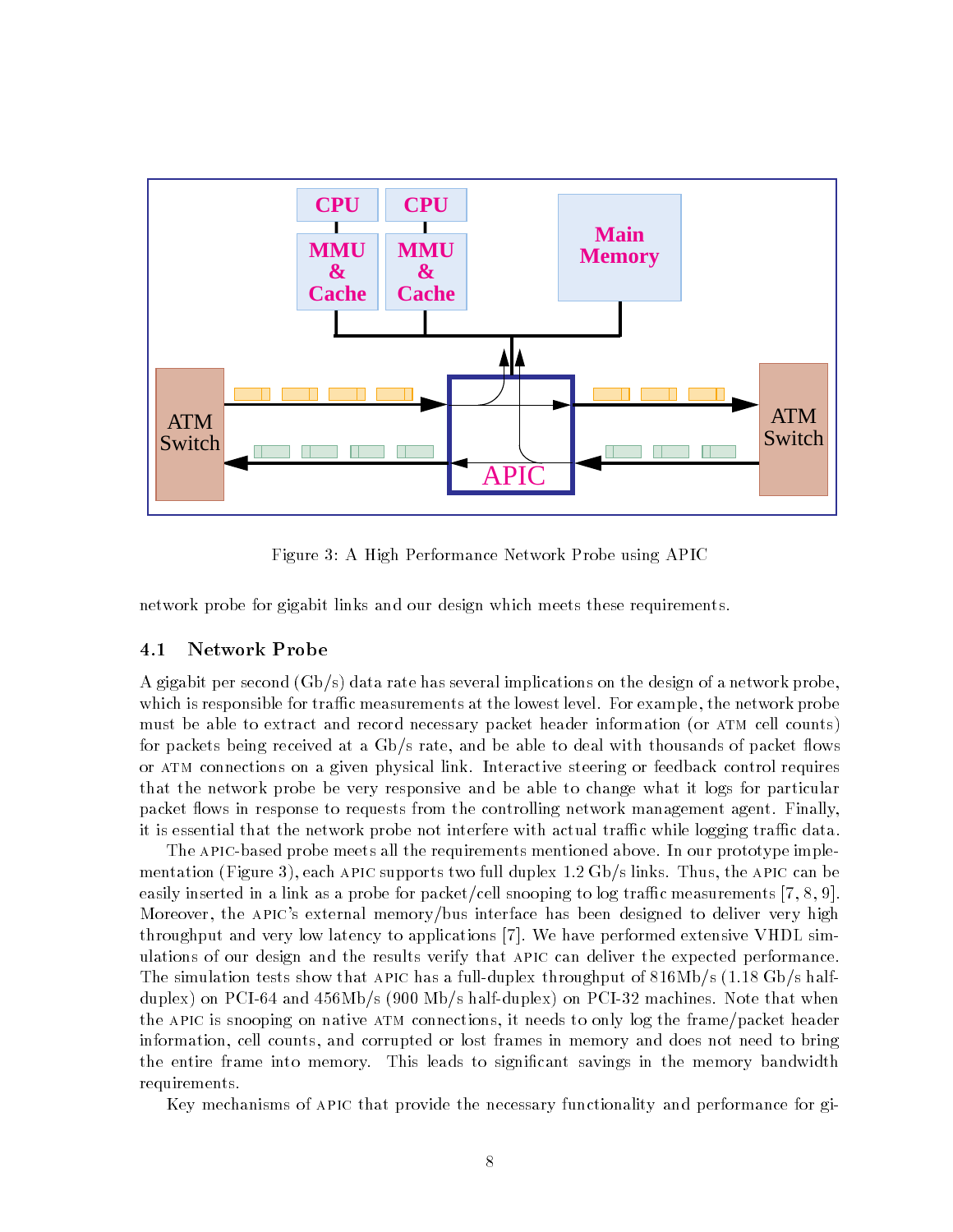Figure 3: A High Performance Network Probe using APIC

network probe for gigabit links and our design which meets these requirements.

### 4.1 Network Probe

A gigabit per second (Gb/s) data rate has several implications on the design of a network probe, which is responsible for traffic measurements at the lowest level. For example, the network probe must be able to extract and record necessary packet header information (or ATM cell counts) for packets being received at a Gb/s rate, and be able to deal with thousands of packet flows or ATM connections on a given physical link. Interactive steering or feedback control requires that the network probe be very responsive and be able to change what it logs for particular packet flows in response to requests from the controlling network management agent. Finally, it is essential that the network probe not interfere with actual traffic while logging traffic data.

The APIC-based probe meets all the requirements mentioned above. In our prototype implementation (Figure 3), each APIC supports two full duplex 1.2 Gb/s links. Thus, the APIC can be easily inserted in a link as a probe for packet/cell snooping to log traffic measurements [7, 8, 9]. Moreover, the APIC's external memory/bus interface has been designed to deliver very high throughput and very low latency to applications [7]. We have performed extensive VHDL simulations of our design and the results verify that APIC can deliver the expected performance. The simulation tests show that APIC has a full-duplex throughput of 816Mb/s (1.18 Gb/s half-duplex) on PCI-64 and 456Mb/s (900 Mb/s half-duplex) on PCI-32 machines. Note that when the APIC is snooping on native ATM connections, it needs to only log the frame/packet header information, cell counts, and corrupted or lost frames in memory and does not need to bring the entire frame into memory. This leads to significant savings in the memory bandwidth requirements.

Key mechanisms of APIC that provide the necessary functionality and performance for gi-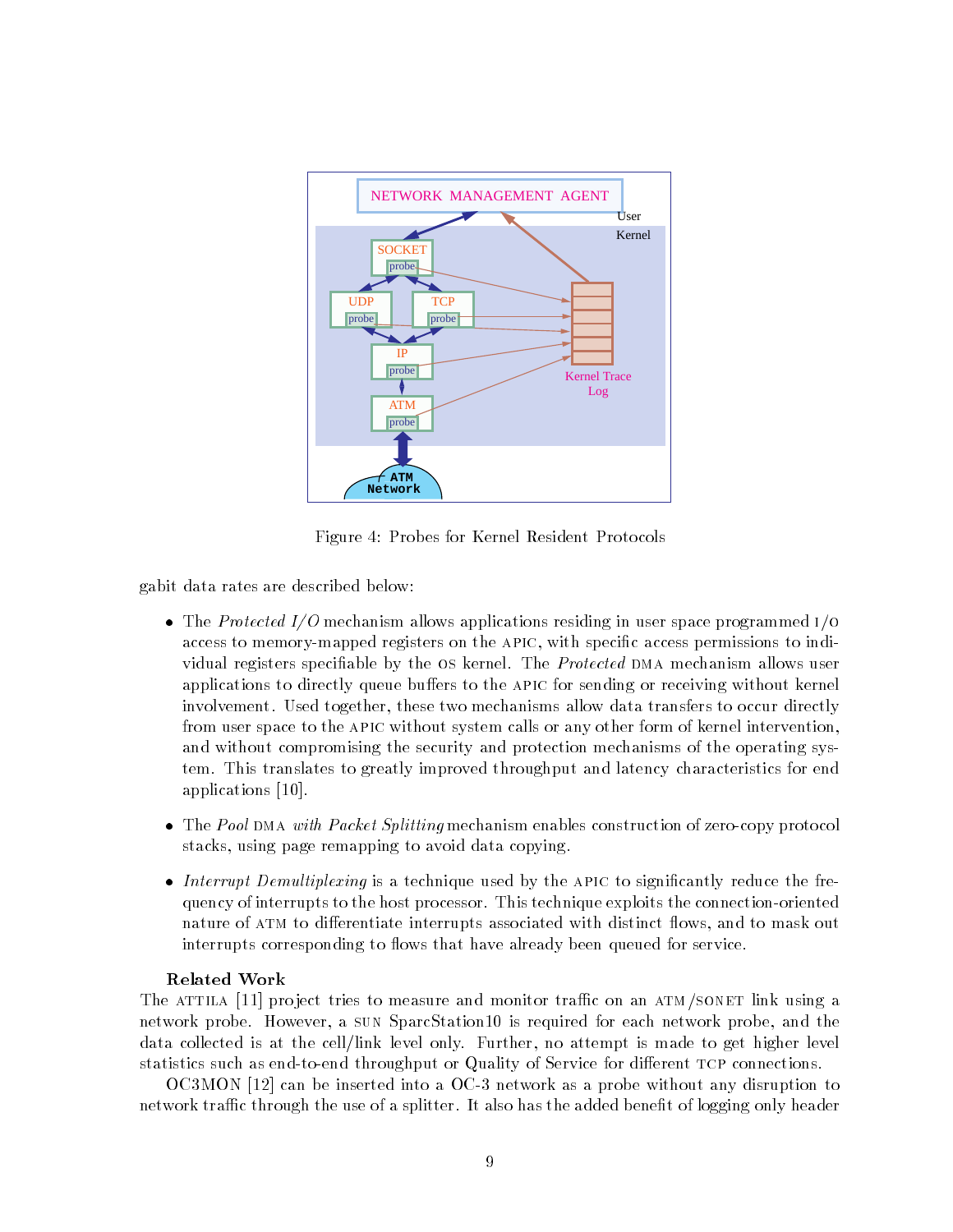Figure 4: Probes for Kernel Resident Protocols

gabit data rates are described below:

- The *Protected I/O* mechanism allows applications residing in user space programmed I/O access to memory-mapped registers on the APIC, with specific access permissions to individual registers specifiable by the OS kernel. The *Protected* DMA mechanism allows user applications to directly queue buffers to the APIC for sending or receiving without kernel involvement. Used together, these two mechanisms allow data transfers to occur directly from user space to the APIC without system calls or any other form of kernel intervention, and without compromising the security and protection mechanisms of the operating system. This translates to greatly improved throughput and latency characteristics for end applications [10].

- The *Pool* DMA *with Packet Splitting* mechanism enables construction of zero-copy protocol stacks, using page remapping to avoid data copying.

- *Interrupt Demultiplexing* is a technique used by the APIC to significantly reduce the frequency of interrupts to the host processor. This technique exploits the connection-oriented nature of ATM to differentiate interrupts associated with distinct flows, and to mask out interrupts corresponding to flows that have already been queued for service.

**Related Work**

The ATTILA [11] project tries to measure and monitor traffic on an ATM/SONET link using a network probe. However, a SUN SparcStation10 is required for each network probe, and the data collected is at the cell/link level only. Further, no attempt is made to get higher level statistics such as end-to-end throughput or Quality of Service for different TCP connections.

OC3MON [12] can be inserted into a OC-3 network as a probe without any disruption to network traffic through the use of a splitter. It also has the added benefit of logging only header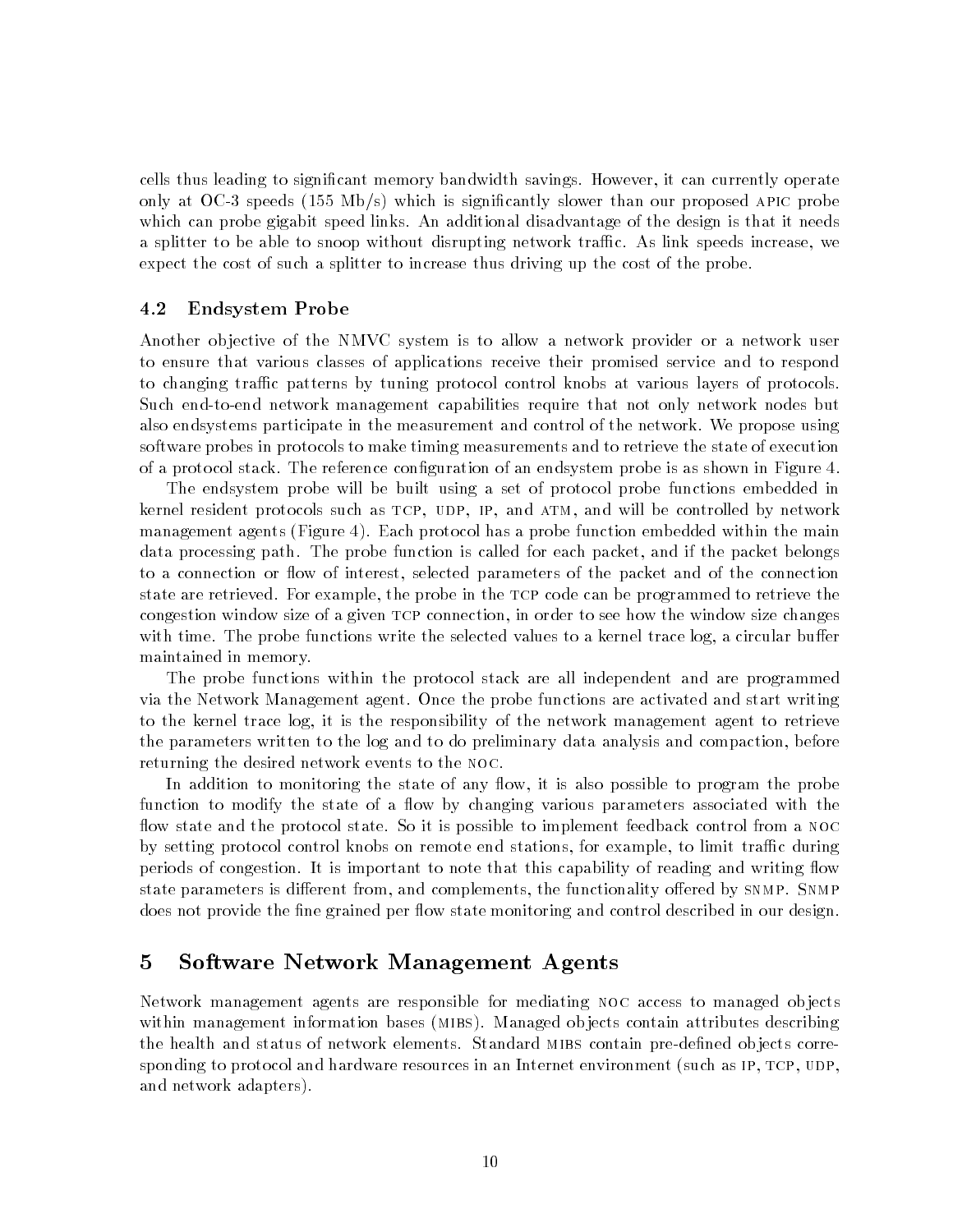cells thus leading to significant memory bandwidth savings. However, it can currently operate only at OC-3 speeds (155 Mb/s) which is significantly slower than our proposed APIC probe which can probe gigabit speed links. An additional disadvantage of the design is that it needs a splitter to be able to snoop without disrupting network traffic. As link speeds increase, we expect the cost of such a splitter to increase thus driving up the cost of the probe.

### 4.2 Endsystem Probe

Another objective of the NMVC system is to allow a network provider or a network user to ensure that various classes of applications receive their promised service and to respond to changing traffic patterns by tuning protocol control knobs at various layers of protocols. Such end-to-end network management capabilities require that not only network nodes but also endsystems participate in the measurement and control of the network. We propose using software probes in protocols to make timing measurements and to retrieve the state of execution of a protocol stack. The reference configuration of an endsystem probe is as shown in Figure 4.

The endsystem probe will be built using a set of protocol probe functions embedded in kernel resident protocols such as TCP, UDP, IP, and ATM, and will be controlled by network management agents (Figure 4). Each protocol has a probe function embedded within the main data processing path. The probe function is called for each packet, and if the packet belongs to a connection or flow of interest, selected parameters of the packet and of the connection state are retrieved. For example, the probe in the TCP code can be programmed to retrieve the congestion window size of a given TCP connection, in order to see how the window size changes with time. The probe functions write the selected values to a kernel trace log, a circular buffer maintained in memory.

The probe functions within the protocol stack are all independent and are programmed via the Network Management agent. Once the probe functions are activated and start writing to the kernel trace log, it is the responsibility of the network management agent to retrieve the parameters written to the log and to do preliminary data analysis and compaction, before returning the desired network events to the NOC.

In addition to monitoring the state of any flow, it is also possible to program the probe function to modify the state of a flow by changing various parameters associated with the flow state and the protocol state. So it is possible to implement feedback control from a NOC by setting protocol control knobs on remote end stations, for example, to limit traffic during periods of congestion. It is important to note that this capability of reading and writing flow state parameters is different from, and complements, the functionality offered by SNMP. SNMP does not provide the fine grained per flow state monitoring and control described in our design.

## 5 Software Network Management Agents

Network management agents are responsible for mediating NOC access to managed objects within management information bases (MIBS). Managed objects contain attributes describing the health and status of network elements. Standard MIBS contain pre-defined objects corresponding to protocol and hardware resources in an Internet environment (such as IP, TCP, UDP, and network adapters).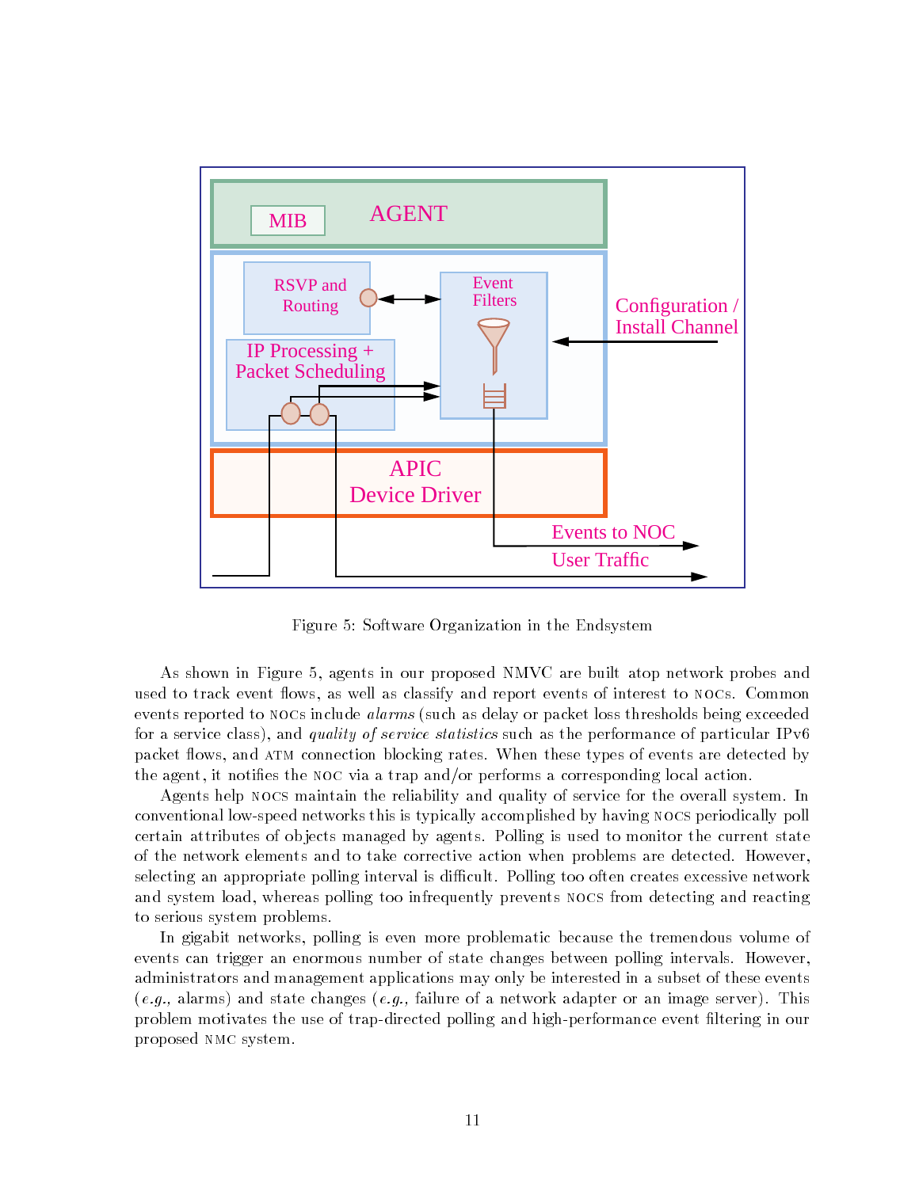Figure 5: Software Organization in the Endsystem

As shown in Figure 5, agents in our proposed NMVC are built atop network probes and used to track event flows, as well as classify and report events of interest to NOCs. Common events reported to NOCs include *alarms* (such as delay or packet loss thresholds being exceeded for a service class), and *quality of service statistics* such as the performance of particular IPv6 packet flows, and ATM connection blocking rates. When these types of events are detected by the agent, it notifies the NOC via a trap and/or performs a corresponding local action.

Agents help NOCS maintain the reliability and quality of service for the overall system. In conventional low-speed networks this is typically accomplished by having NOCS periodically poll certain attributes of objects managed by agents. Polling is used to monitor the current state of the network elements and to take corrective action when problems are detected. However, selecting an appropriate polling interval is difficult. Polling too often creates excessive network and system load, whereas polling too infrequently prevents NOCS from detecting and reacting to serious system problems.

In gigabit networks, polling is even more problematic because the tremendous volume of events can trigger an enormous number of state changes between polling intervals. However, administrators and management applications may only be interested in a subset of these events (*e.g.,* alarms) and state changes (*e.g.,* failure of a network adapter or an image server). This problem motivates the use of trap-directed polling and high-performance event filtering in our proposed NMC system.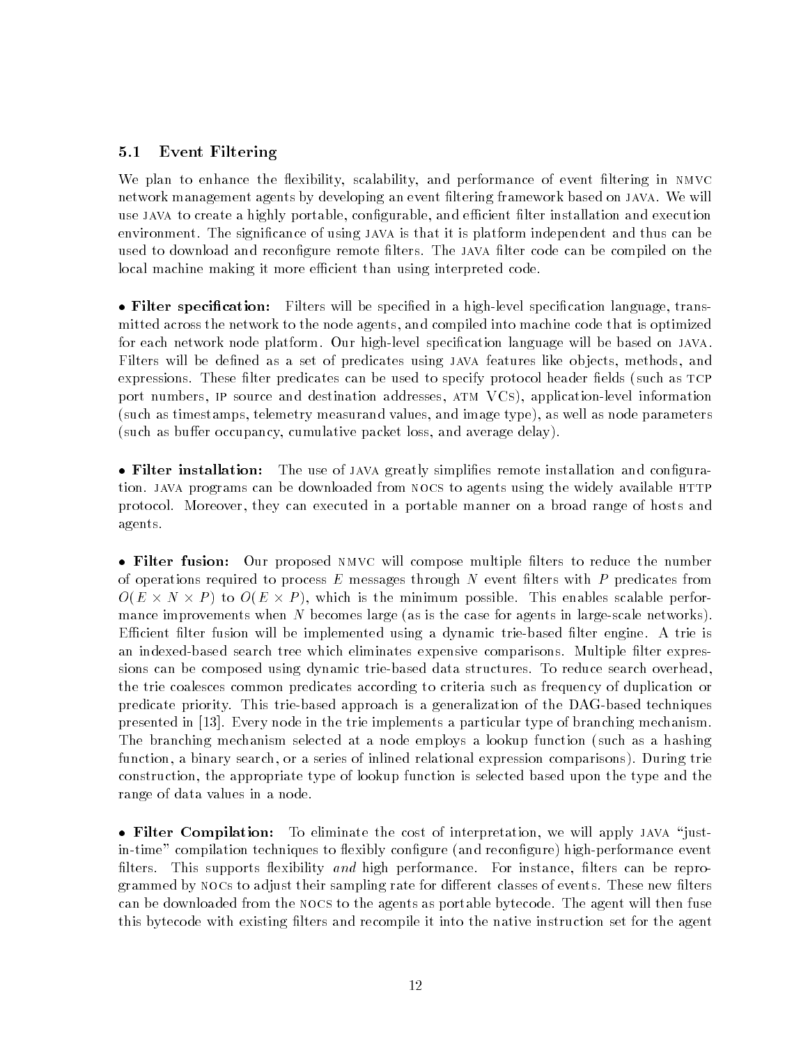### 5.1 Event Filtering

We plan to enhance the flexibility, scalability, and performance of event filtering in NMVC network management agents by developing an event filtering framework based on JAVA. We will use JAVA to create a highly portable, configurable, and efficient filter installation and execution environment. The significance of using JAVA is that it is platform independent and thus can be used to download and reconfigure remote filters. The JAVA filter code can be compiled on the local machine making it more efficient than using interpreted code.

• **Filter specification:** Filters will be specified in a high-level specification language, transmitted across the network to the node agents, and compiled into machine code that is optimized for each network node platform. Our high-level specification language will be based on JAVA. Filters will be defined as a set of predicates using JAVA features like objects, methods, and expressions. These filter predicates can be used to specify protocol header fields (such as TCP port numbers, IP source and destination addresses, ATM VCs), application-level information (such as timestamps, telemetry measurand values, and image type), as well as node parameters (such as buffer occupancy, cumulative packet loss, and average delay).

• **Filter installation:** The use of JAVA greatly simplifies remote installation and configuration. JAVA programs can be downloaded from NOCs to agents using the widely available HTTP protocol. Moreover, they can executed in a portable manner on a broad range of hosts and agents.

• **Filter fusion:** Our proposed NMVC will compose multiple filters to reduce the number of operations required to process $E$ messages through $N$ event filters with $P$ predicates from $O(E \times N \times P)$ to $O(E \times P)$, which is the minimum possible. This enables scalable performance improvements when $N$ becomes large (as is the case for agents in large-scale networks). Efficient filter fusion will be implemented using a dynamic trie-based filter engine. A trie is an indexed-based search tree which eliminates expensive comparisons. Multiple filter expressions can be composed using dynamic trie-based data structures. To reduce search overhead, the trie coalesces common predicates according to criteria such as frequency of duplication or predicate priority. This trie-based approach is a generalization of the DAG-based techniques presented in [13]. Every node in the trie implements a particular type of branching mechanism. The branching mechanism selected at a node employs a lookup function (such as a hashing function, a binary search, or a series of inlined relational expression comparisons). During trie construction, the appropriate type of lookup function is selected based upon the type and the range of data values in a node.

• **Filter Compilation:** To eliminate the cost of interpretation, we will apply JAVA "just-in-time" compilation techniques to flexibly configure (and reconfigure) high-performance event filters. This supports flexibility *and* high performance. For instance, filters can be reprogrammed by NOCs to adjust their sampling rate for different classes of events. These new filters can be downloaded from the NOCs to the agents as portable bytecode. The agent will then fuse this bytecode with existing filters and recompile it into the native instruction set for the agent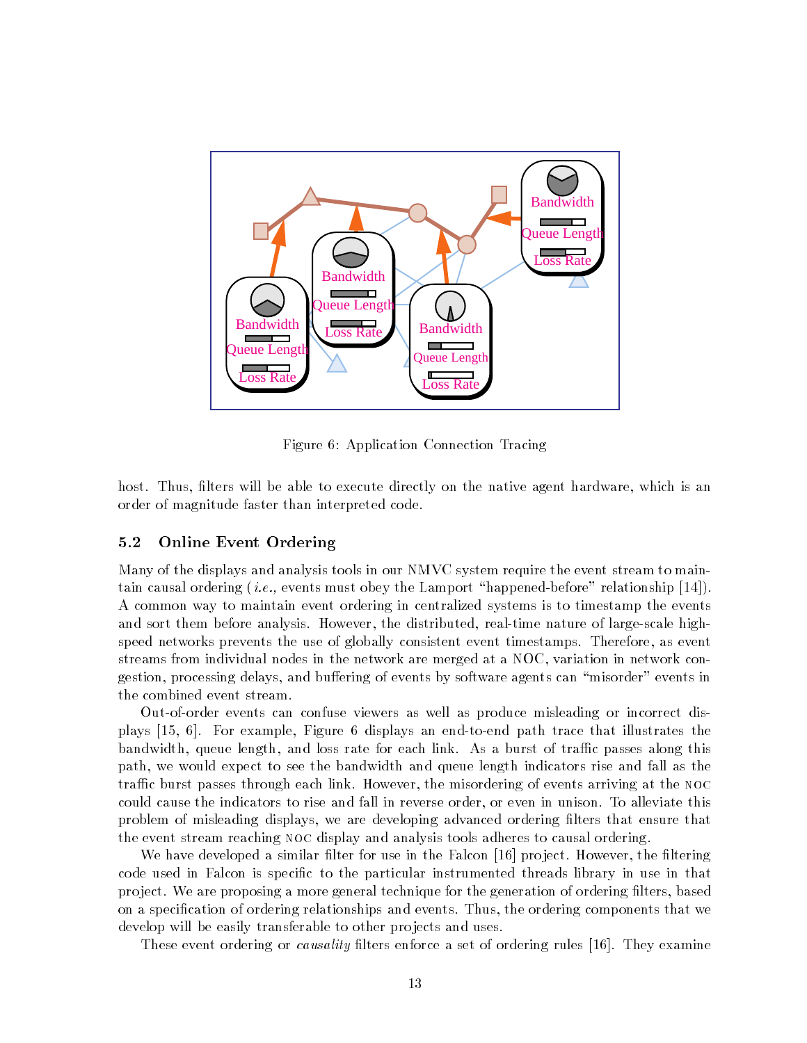Figure 6: Application Connection Tracing

host. Thus, filters will be able to execute directly on the native agent hardware, which is an order of magnitude faster than interpreted code.

### 5.2 Online Event Ordering

Many of the displays and analysis tools in our NMVC system require the event stream to maintain causal ordering (*i.e.,* events must obey the Lamport "happened-before" relationship [14]). A common way to maintain event ordering in centralized systems is to timestamp the events and sort them before analysis. However, the distributed, real-time nature of large-scale high-speed networks prevents the use of globally consistent event timestamps. Therefore, as event streams from individual nodes in the network are merged at a NOC, variation in network congestion, processing delays, and buffering of events by software agents can "misorder" events in the combined event stream.

Out-of-order events can confuse viewers as well as produce misleading or incorrect displays [15, 6]. For example, Figure 6 displays an end-to-end path trace that illustrates the bandwidth, queue length, and loss rate for each link. As a burst of traffic passes along this path, we would expect to see the bandwidth and queue length indicators rise and fall as the traffic burst passes through each link. However, the misordering of events arriving at the NOC could cause the indicators to rise and fall in reverse order, or even in unison. To alleviate this problem of misleading displays, we are developing advanced ordering filters that ensure that the event stream reaching NOC display and analysis tools adheres to causal ordering.

We have developed a similar filter for use in the Falcon [16] project. However, the filtering code used in Falcon is specific to the particular instrumented threads library in use in that project. We are proposing a more general technique for the generation of ordering filters, based on a specification of ordering relationships and events. Thus, the ordering components that we develop will be easily transferable to other projects and uses.

These event ordering or *causality* filters enforce a set of ordering rules [16]. They examine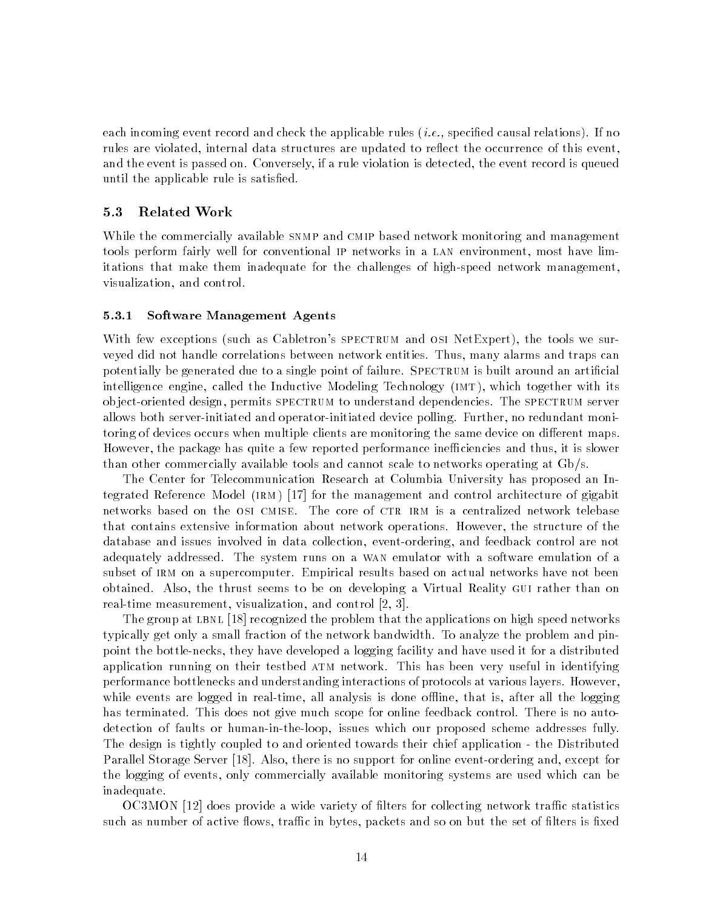each incoming event record and check the applicable rules (*i.e.,* specified causal relations). If no rules are violated, internal data structures are updated to reflect the occurrence of this event, and the event is passed on. Conversely, if a rule violation is detected, the event record is queued until the applicable rule is satisfied.

## 5.3 Related Work

While the commercially available SNMP and CMIP based network monitoring and management tools perform fairly well for conventional IP networks in a LAN environment, most have limitations that make them inadequate for the challenges of high-speed network management, visualization, and control.

### 5.3.1 Software Management Agents

With few exceptions (such as Cabletron's SPECTRUM and OSI NetExpert), the tools we surveyed did not handle correlations between network entities. Thus, many alarms and traps can potentially be generated due to a single point of failure. SPECTRUM is built around an artificial intelligence engine, called the Inductive Modeling Technology (IMT), which together with its object-oriented design, permits SPECTRUM to understand dependencies. The SPECTRUM server allows both server-initiated and operator-initiated device polling. Further, no redundant monitoring of devices occurs when multiple clients are monitoring the same device on different maps. However, the package has quite a few reported performance inefficiencies and thus, it is slower than other commercially available tools and cannot scale to networks operating at Gb/s.

The Center for Telecommunication Research at Columbia University has proposed an Integrated Reference Model (IRM) [17] for the management and control architecture of gigabit networks based on the OSI CMISE. The core of CTR IRM is a centralized network telebase that contains extensive information about network operations. However, the structure of the database and issues involved in data collection, event-ordering, and feedback control are not adequately addressed. The system runs on a WAN emulator with a software emulation of a subset of IRM on a supercomputer. Empirical results based on actual networks have not been obtained. Also, the thrust seems to be on developing a Virtual Reality GUI rather than on real-time measurement, visualization, and control [2, 3].

The group at LBNL [18] recognized the problem that the applications on high speed networks typically get only a small fraction of the network bandwidth. To analyze the problem and pinpoint the bottle-necks, they have developed a logging facility and have used it for a distributed application running on their testbed ATM network. This has been very useful in identifying performance bottlenecks and understanding interactions of protocols at various layers. However, while events are logged in real-time, all analysis is done offline, that is, after all the logging has terminated. This does not give much scope for online feedback control. There is no auto-detection of faults or human-in-the-loop, issues which our proposed scheme addresses fully. The design is tightly coupled to and oriented towards their chief application - the Distributed Parallel Storage Server [18]. Also, there is no support for online event-ordering and, except for the logging of events, only commercially available monitoring systems are used which can be inadequate.

OC3MON [12] does provide a wide variety of filters for collecting network traffic statistics such as number of active flows, traffic in bytes, packets and so on but the set of filters is fixed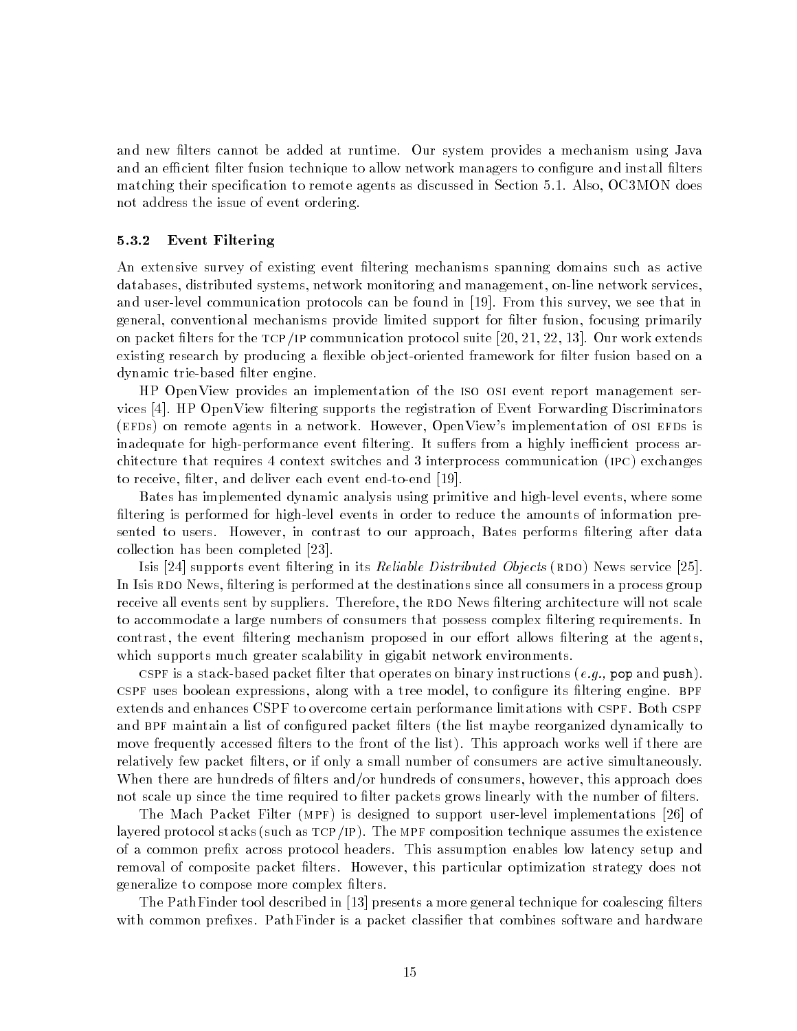and new filters cannot be added at runtime. Our system provides a mechanism using Java and an efficient filter fusion technique to allow network managers to configure and install filters matching their specification to remote agents as discussed in Section 5.1. Also, OC3MON does not address the issue of event ordering.

### 5.3.2 Event Filtering

An extensive survey of existing event filtering mechanisms spanning domains such as active databases, distributed systems, network monitoring and management, on-line network services, and user-level communication protocols can be found in [19]. From this survey, we see that in general, conventional mechanisms provide limited support for filter fusion, focusing primarily on packet filters for the TCP/IP communication protocol suite [20, 21, 22, 13]. Our work extends existing research by producing a flexible object-oriented framework for filter fusion based on a dynamic trie-based filter engine.

HP OpenView provides an implementation of the ISO OSI event report management services [4]. HP OpenView filtering supports the registration of Event Forwarding Discriminators (EFDs) on remote agents in a network. However, OpenView's implementation of OSI EFDs is inadequate for high-performance event filtering. It suffers from a highly inefficient process architecture that requires 4 context switches and 3 interprocess communication (IPC) exchanges to receive, filter, and deliver each event end-to-end [19].

Bates has implemented dynamic analysis using primitive and high-level events, where some filtering is performed for high-level events in order to reduce the amounts of information presented to users. However, in contrast to our approach, Bates performs filtering after data collection has been completed [23].

Isis [24] supports event filtering in its *Reliable Distributed Objects* (RDO) News service [25]. In Isis RDO News, filtering is performed at the destinations since all consumers in a process group receive all events sent by suppliers. Therefore, the RDO News filtering architecture will not scale to accommodate a large numbers of consumers that possess complex filtering requirements. In contrast, the event filtering mechanism proposed in our effort allows filtering at the agents, which supports much greater scalability in gigabit network environments.

CSPF is a stack-based packet filter that operates on binary instructions (*e.g.,* `pop` and `push`). CSPF uses boolean expressions, along with a tree model, to configure its filtering engine. BPF extends and enhances CSPF to overcome certain performance limitations with CSPF. Both CSPF and BPF maintain a list of configured packet filters (the list maybe reorganized dynamically to move frequently accessed filters to the front of the list). This approach works well if there are relatively few packet filters, or if only a small number of consumers are active simultaneously. When there are hundreds of filters and/or hundreds of consumers, however, this approach does not scale up since the time required to filter packets grows linearly with the number of filters.

The Mach Packet Filter (MPF) is designed to support user-level implementations [26] of layered protocol stacks (such as TCP/IP). The MPF composition technique assumes the existence of a common prefix across protocol headers. This assumption enables low latency setup and removal of composite packet filters. However, this particular optimization strategy does not generalize to compose more complex filters.

The PathFinder tool described in [13] presents a more general technique for coalescing filters with common prefixes. PathFinder is a packet classifier that combines software and hardware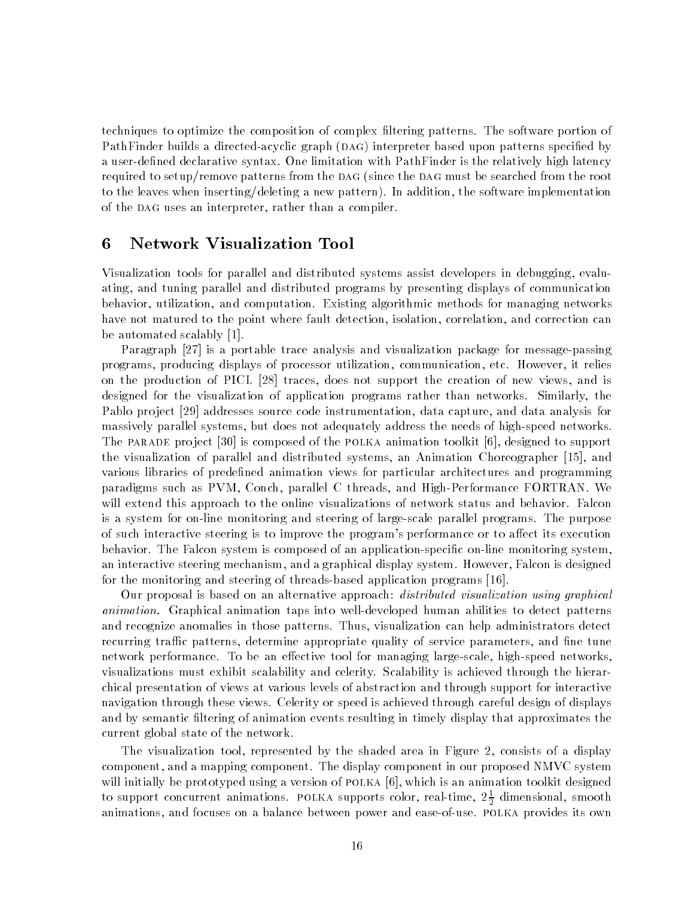techniques to optimize the composition of complex filtering patterns. The software portion of PathFinder builds a directed-acyclic graph (DAG) interpreter based upon patterns specified by a user-defined declarative syntax. One limitation with PathFinder is the relatively high latency required to setup/remove patterns from the DAG (since the DAG must be searched from the root to the leaves when inserting/deleting a new pattern). In addition, the software implementation of the DAG uses an interpreter, rather than a compiler.

## 6 Network Visualization Tool

Visualization tools for parallel and distributed systems assist developers in debugging, evaluating, and tuning parallel and distributed programs by presenting displays of communication behavior, utilization, and computation. Existing algorithmic methods for managing networks have not matured to the point where fault detection, isolation, correlation, and correction can be automated scalably [1].

Paragraph [27] is a portable trace analysis and visualization package for message-passing programs, producing displays of processor utilization, communication, etc. However, it relies on the production of PICL [28] traces, does not support the creation of new views, and is designed for the visualization of application programs rather than networks. Similarly, the Pablo project [29] addresses source code instrumentation, data capture, and data analysis for massively parallel systems, but does not adequately address the needs of high-speed networks. The PARADE project [30] is composed of the POLKA animation toolkit [6], designed to support the visualization of parallel and distributed systems, an Animation Choreographer [15], and various libraries of predefined animation views for particular architectures and programming paradigms such as PVM, Conch, parallel C threads, and High-Performance FORTRAN. We will extend this approach to the online visualizations of network status and behavior. Falcon is a system for on-line monitoring and steering of large-scale parallel programs. The purpose of such interactive steering is to improve the program's performance or to affect its execution behavior. The Falcon system is composed of an application-specific on-line monitoring system, an interactive steering mechanism, and a graphical display system. However, Falcon is designed for the monitoring and steering of threads-based application programs [16].

Our proposal is based on an alternative approach: *distributed visualization using graphical animation.* Graphical animation taps into well-developed human abilities to detect patterns and recognize anomalies in those patterns. Thus, visualization can help administrators detect recurring traffic patterns, determine appropriate quality of service parameters, and fine tune network performance. To be an effective tool for managing large-scale, high-speed networks, visualizations must exhibit scalability and celerity. Scalability is achieved through the hierarchical presentation of views at various levels of abstraction and through support for interactive navigation through these views. Celerity or speed is achieved through careful design of displays and by semantic filtering of animation events resulting in timely display that approximates the current global state of the network.

The visualization tool, represented by the shaded area in Figure 2, consists of a display component, and a mapping component. The display component in our proposed NMVC system will initially be prototyped using a version of POLKA [6], which is an animation toolkit designed to support concurrent animations. POLKA supports color, real-time, $2\frac{1}{2}$ dimensional, smooth animations, and focuses on a balance between power and ease-of-use. POLKA provides its own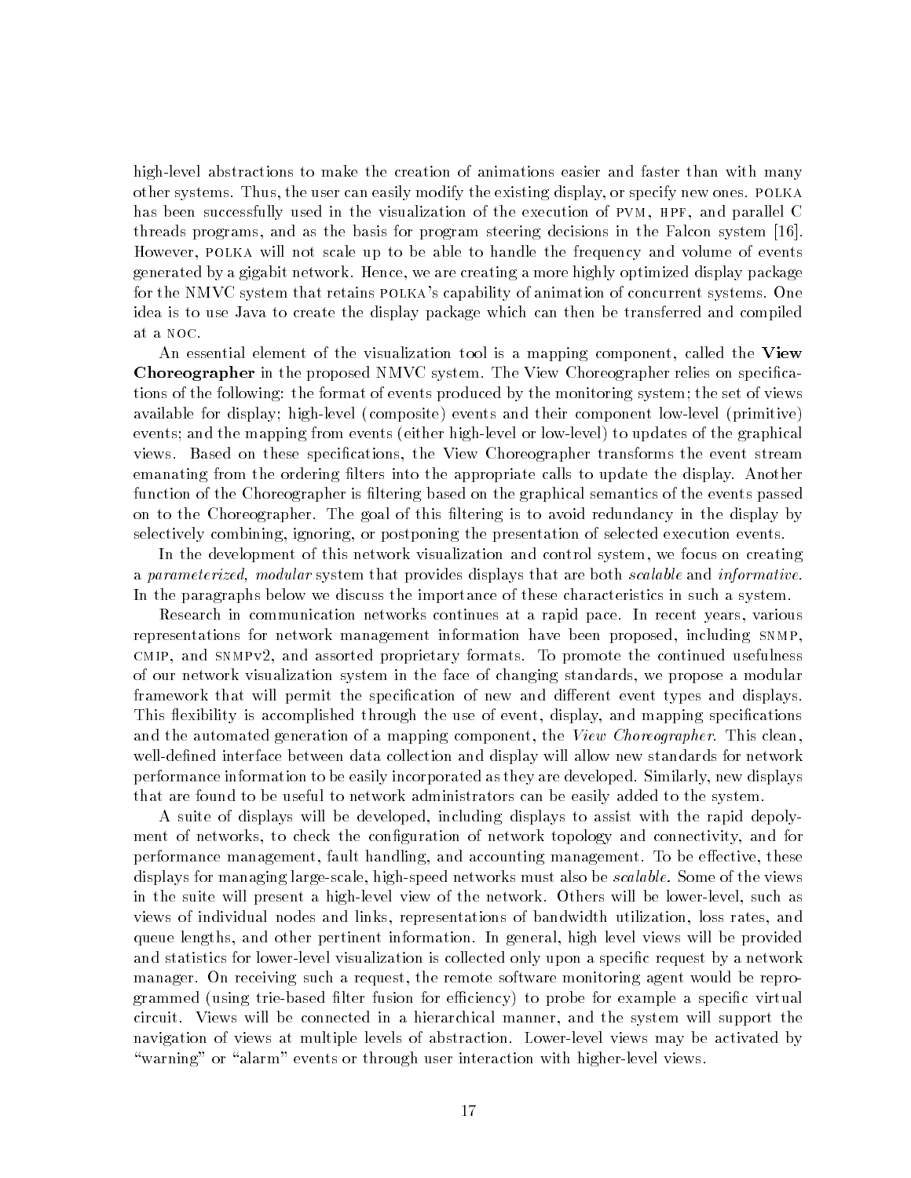high-level abstractions to make the creation of animations easier and faster than with many other systems. Thus, the user can easily modify the existing display, or specify new ones. POLKA has been successfully used in the visualization of the execution of PVM, HPF, and parallel C threads programs, and as the basis for program steering decisions in the Falcon system [16]. However, POLKA will not scale up to be able to handle the frequency and volume of events generated by a gigabit network. Hence, we are creating a more highly optimized display package for the NMVC system that retains POLKA's capability of animation of concurrent systems. One idea is to use Java to create the display package which can then be transferred and compiled at a NOC.

An essential element of the visualization tool is a mapping component, called the **View Choreographer** in the proposed NMVC system. The View Choreographer relies on specifications of the following: the format of events produced by the monitoring system; the set of views available for display; high-level (composite) events and their component low-level (primitive) events; and the mapping from events (either high-level or low-level) to updates of the graphical views. Based on these specifications, the View Choreographer transforms the event stream emanating from the ordering filters into the appropriate calls to update the display. Another function of the Choreographer is filtering based on the graphical semantics of the events passed on to the Choreographer. The goal of this filtering is to avoid redundancy in the display by selectively combining, ignoring, or postponing the presentation of selected execution events.

In the development of this network visualization and control system, we focus on creating a *parameterized, modular* system that provides displays that are both *scalable* and *informative*. In the paragraphs below we discuss the importance of these characteristics in such a system.

Research in communication networks continues at a rapid pace. In recent years, various representations for network management information have been proposed, including SNMP, CMIP, and SNMPv2, and assorted proprietary formats. To promote the continued usefulness of our network visualization system in the face of changing standards, we propose a modular framework that will permit the specification of new and different event types and displays. This flexibility is accomplished through the use of event, display, and mapping specifications and the automated generation of a mapping component, the *View Choreographer*. This clean, well-defined interface between data collection and display will allow new standards for network performance information to be easily incorporated as they are developed. Similarly, new displays that are found to be useful to network administrators can be easily added to the system.

A suite of displays will be developed, including displays to assist with the rapid depolyment of networks, to check the configuration of network topology and connectivity, and for performance management, fault handling, and accounting management. To be effective, these displays for managing large-scale, high-speed networks must also be *scalable.* Some of the views in the suite will present a high-level view of the network. Others will be lower-level, such as views of individual nodes and links, representations of bandwidth utilization, loss rates, and queue lengths, and other pertinent information. In general, high level views will be provided and statistics for lower-level visualization is collected only upon a specific request by a network manager. On receiving such a request, the remote software monitoring agent would be reprogrammed (using trie-based filter fusion for efficiency) to probe for example a specific virtual circuit. Views will be connected in a hierarchical manner, and the system will support the navigation of views at multiple levels of abstraction. Lower-level views may be activated by "warning" or "alarm" events or through user interaction with higher-level views.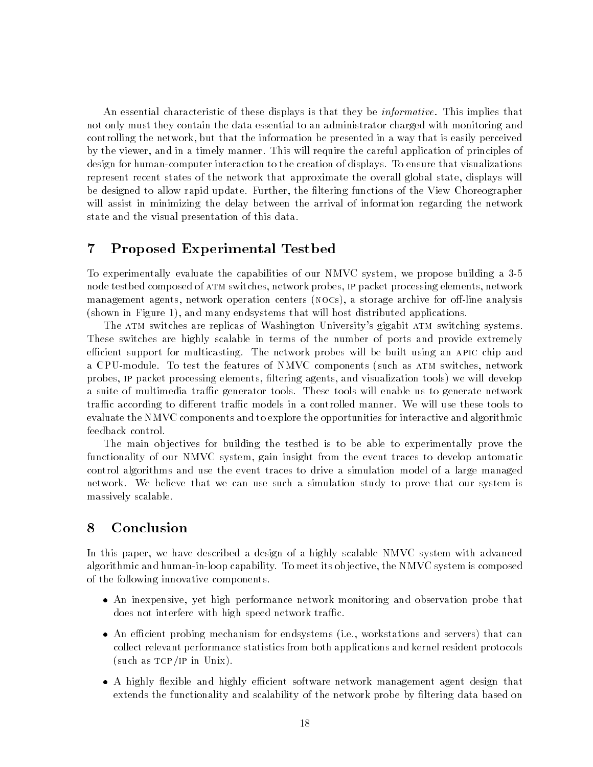An essential characteristic of these displays is that they be *informative*. This implies that not only must they contain the data essential to an administrator charged with monitoring and controlling the network, but that the information be presented in a way that is easily perceived by the viewer, and in a timely manner. This will require the careful application of principles of design for human-computer interaction to the creation of displays. To ensure that visualizations represent recent states of the network that approximate the overall global state, displays will be designed to allow rapid update. Further, the filtering functions of the View Choreographer will assist in minimizing the delay between the arrival of information regarding the network state and the visual presentation of this data.

## 7 Proposed Experimental Testbed

To experimentally evaluate the capabilities of our NMVC system, we propose building a 3-5 node testbed composed of ATM switches, network probes, IP packet processing elements, network management agents, network operation centers (NOCs), a storage archive for off-line analysis (shown in Figure 1), and many endsystems that will host distributed applications.

The ATM switches are replicas of Washington University's gigabit ATM switching systems. These switches are highly scalable in terms of the number of ports and provide extremely efficient support for multicasting. The network probes will be built using an APIC chip and a CPU-module. To test the features of NMVC components (such as ATM switches, network probes, IP packet processing elements, filtering agents, and visualization tools) we will develop a suite of multimedia traffic generator tools. These tools will enable us to generate network traffic according to different traffic models in a controlled manner. We will use these tools to evaluate the NMVC components and to explore the opportunities for interactive and algorithmic feedback control.

The main objectives for building the testbed is to be able to experimentally prove the functionality of our NMVC system, gain insight from the event traces to develop automatic control algorithms and use the event traces to drive a simulation model of a large managed network. We believe that we can use such a simulation study to prove that our system is massively scalable.

## 8 Conclusion

In this paper, we have described a design of a highly scalable NMVC system with advanced algorithmic and human-in-loop capability. To meet its objective, the NMVC system is composed of the following innovative components.

- An inexpensive, yet high performance network monitoring and observation probe that does not interfere with high speed network traffic.
- An efficient probing mechanism for endsystems (i.e., workstations and servers) that can collect relevant performance statistics from both applications and kernel resident protocols (such as TCP/IP in Unix).
- A highly flexible and highly efficient software network management agent design that extends the functionality and scalability of the network probe by filtering data based on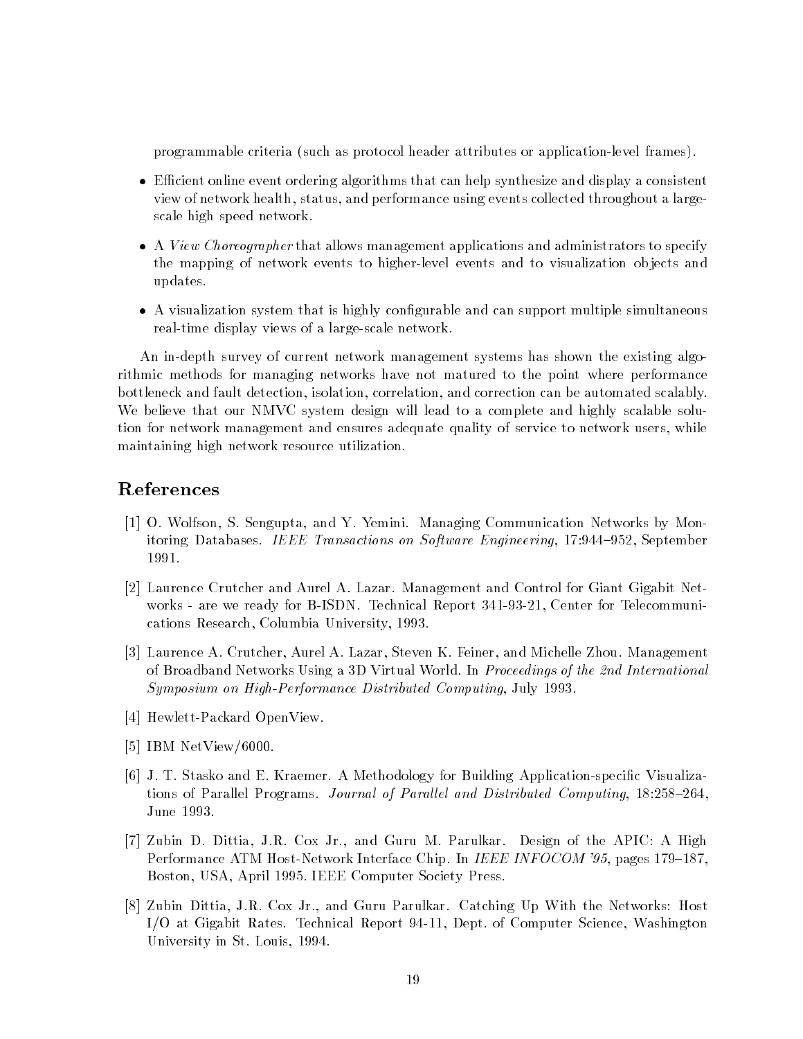programmable criteria (such as protocol header attributes or application-level frames).

- Efficient online event ordering algorithms that can help synthesize and display a consistent view of network health, status, and performance using events collected throughout a large-scale high speed network.
- A *View Choreographer* that allows management applications and administrators to specify the mapping of network events to higher-level events and to visualization objects and updates.
- A visualization system that is highly configurable and can support multiple simultaneous real-time display views of a large-scale network.

An in-depth survey of current network management systems has shown the existing algorithmic methods for managing networks have not matured to the point where performance bottleneck and fault detection, isolation, correlation, and correction can be automated scalably. We believe that our NMVC system design will lead to a complete and highly scalable solution for network management and ensures adequate quality of service to network users, while maintaining high network resource utilization.

## References

[1] O. Wolfson, S. Sengupta, and Y. Yemini. Managing Communication Networks by Monitoring Databases. *IEEE Transactions on Software Engineering*, 17:944–952, September 1991.

[2] Laurence Crutcher and Aurel A. Lazar. Management and Control for Giant Gigabit Networks - are we ready for B-ISDN. Technical Report 341-93-21, Center for Telecommunications Research, Columbia University, 1993.

[3] Laurence A. Crutcher, Aurel A. Lazar, Steven K. Feiner, and Michelle Zhou. Management of Broadband Networks Using a 3D Virtual World. In *Proceedings of the 2nd International Symposium on High-Performance Distributed Computing*, July 1993.

[4] Hewlett-Packard OpenView.

[5] IBM NetView/6000.

[6] J. T. Stasko and E. Kraemer. A Methodology for Building Application-specific Visualizations of Parallel Programs. *Journal of Parallel and Distributed Computing*, 18:258–264, June 1993.

[7] Zubin D. Dittia, J.R. Cox Jr., and Guru M. Parulkar. Design of the APIC: A High Performance ATM Host-Network Interface Chip. In *IEEE INFOCOM '95*, pages 179–187, Boston, USA, April 1995. IEEE Computer Society Press.

[8] Zubin Dittia, J.R. Cox Jr., and Guru Parulkar. Catching Up With the Networks: Host I/O at Gigabit Rates. Technical Report 94-11, Dept. of Computer Science, Washington University in St. Louis, 1994.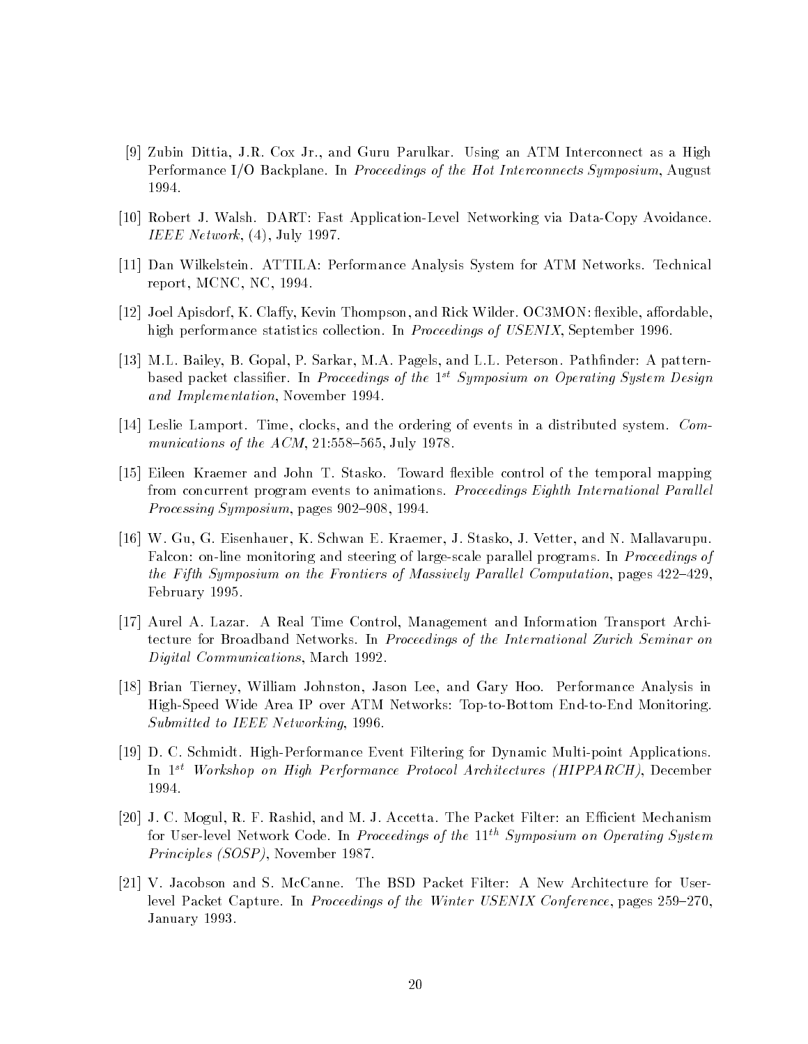[9] Zubin Dittia, J.R. Cox Jr., and Guru Parulkar. Using an ATM Interconnect as a High Performance I/O Backplane. In *Proceedings of the Hot Interconnects Symposium*, August 1994.

[10] Robert J. Walsh. DART: Fast Application-Level Networking via Data-Copy Avoidance. *IEEE Network*, (4), July 1997.

[11] Dan Wilkelstein. ATTILA: Performance Analysis System for ATM Networks. Technical report, MCNC, NC, 1994.

[12] Joel Apisdorf, K. Claffy, Kevin Thompson, and Rick Wilder. OC3MON: flexible, affordable, high performance statistics collection. In *Proceedings of USENIX*, September 1996.

[13] M.L. Bailey, B. Gopal, P. Sarkar, M.A. Pagels, and L.L. Peterson. Pathfinder: A pattern-based packet classifier. In *Proceedings of the $1^{st}$ Symposium on Operating System Design and Implementation*, November 1994.

[14] Leslie Lamport. Time, clocks, and the ordering of events in a distributed system. *Communications of the ACM*, 21:558–565, July 1978.

[15] Eileen Kraemer and John T. Stasko. Toward flexible control of the temporal mapping from concurrent program events to animations. *Proceedings Eighth International Parallel Processing Symposium*, pages 902–908, 1994.

[16] W. Gu, G. Eisenhauer, K. Schwan E. Kraemer, J. Stasko, J. Vetter, and N. Mallavarupu. Falcon: on-line monitoring and steering of large-scale parallel programs. In *Proceedings of the Fifth Symposium on the Frontiers of Massively Parallel Computation*, pages 422–429, February 1995.

[17] Aurel A. Lazar. A Real Time Control, Management and Information Transport Architecture for Broadband Networks. In *Proceedings of the International Zurich Seminar on Digital Communications*, March 1992.

[18] Brian Tierney, William Johnston, Jason Lee, and Gary Hoo. Performance Analysis in High-Speed Wide Area IP over ATM Networks: Top-to-Bottom End-to-End Monitoring. *Submitted to IEEE Networking*, 1996.

[19] D. C. Schmidt. High-Performance Event Filtering for Dynamic Multi-point Applications. In *$1^{st}$ Workshop on High Performance Protocol Architectures (HIPPARCH)*, December 1994.

[20] J. C. Mogul, R. F. Rashid, and M. J. Accetta. The Packet Filter: an Efficient Mechanism for User-level Network Code. In *Proceedings of the $11^{th}$ Symposium on Operating System Principles (SOSP)*, November 1987.

[21] V. Jacobson and S. McCanne. The BSD Packet Filter: A New Architecture for User-level Packet Capture. In *Proceedings of the Winter USENIX Conference*, pages 259–270, January 1993.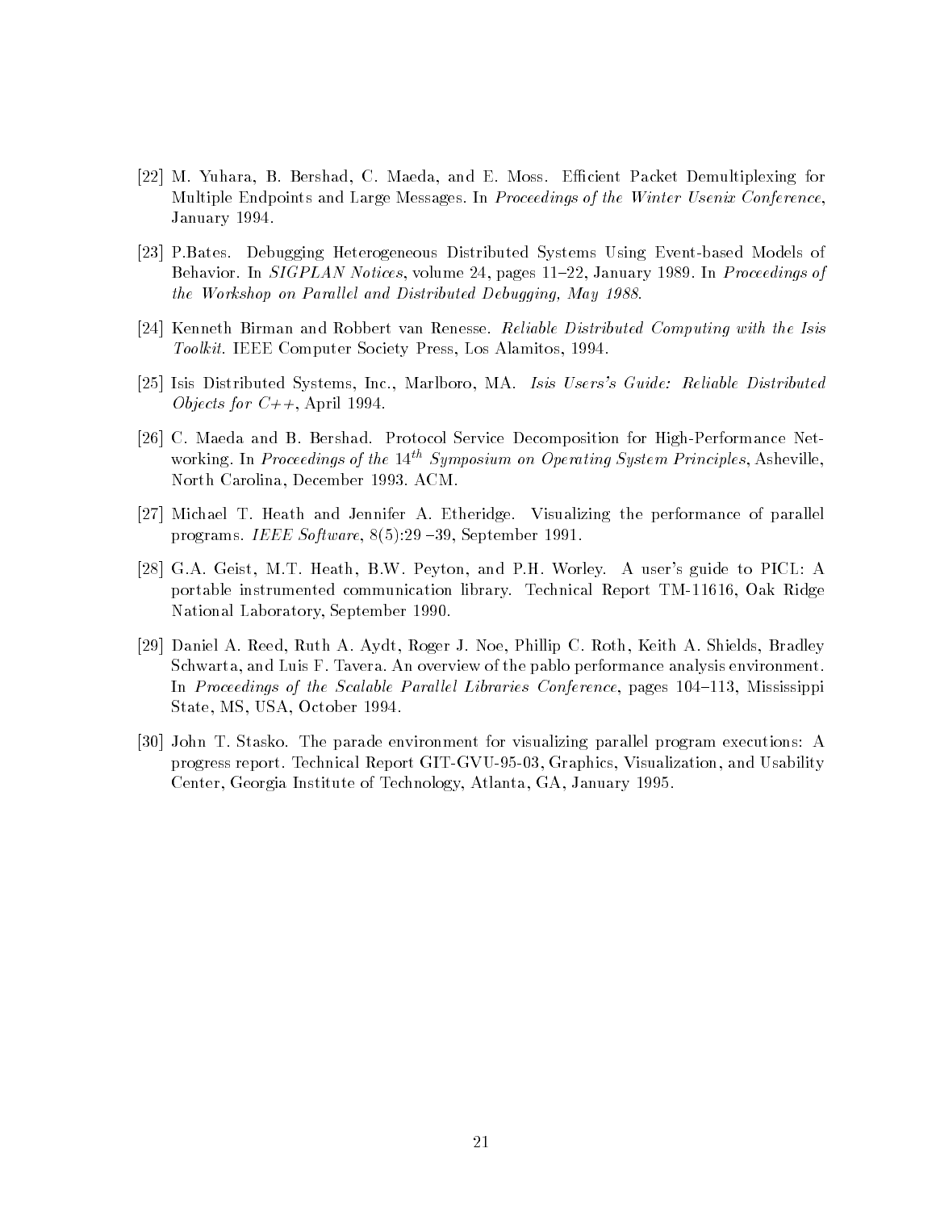[22] M. Yuhara, B. Bershad, C. Maeda, and E. Moss. Efficient Packet Demultiplexing for Multiple Endpoints and Large Messages. In *Proceedings of the Winter Usenix Conference*, January 1994.

[23] P.Bates. Debugging Heterogeneous Distributed Systems Using Event-based Models of Behavior. In *SIGPLAN Notices*, volume 24, pages 11–22, January 1989. In *Proceedings of the Workshop on Parallel and Distributed Debugging, May 1988*.

[24] Kenneth Birman and Robbert van Renesse. *Reliable Distributed Computing with the Isis Toolkit*. IEEE Computer Society Press, Los Alamitos, 1994.

[25] Isis Distributed Systems, Inc., Marlboro, MA. *Isis Users's Guide: Reliable Distributed Objects for C++*, April 1994.

[26] C. Maeda and B. Bershad. Protocol Service Decomposition for High-Performance Networking. In *Proceedings of the 14th Symposium on Operating System Principles*, Asheville, North Carolina, December 1993. ACM.

[27] Michael T. Heath and Jennifer A. Etheridge. Visualizing the performance of parallel programs. *IEEE Software*, 8(5):29 –39, September 1991.

[28] G.A. Geist, M.T. Heath, B.W. Peyton, and P.H. Worley. A user's guide to PICL: A portable instrumented communication library. Technical Report TM-11616, Oak Ridge National Laboratory, September 1990.

[29] Daniel A. Reed, Ruth A. Aydt, Roger J. Noe, Phillip C. Roth, Keith A. Shields, Bradley Schwarta, and Luis F. Tavera. An overview of the pablo performance analysis environment. In *Proceedings of the Scalable Parallel Libraries Conference*, pages 104–113, Mississippi State, MS, USA, October 1994.

[30] John T. Stasko. The parade environment for visualizing parallel program executions: A progress report. Technical Report GIT-GVU-95-03, Graphics, Visualization, and Usability Center, Georgia Institute of Technology, Atlanta, GA, January 1995.